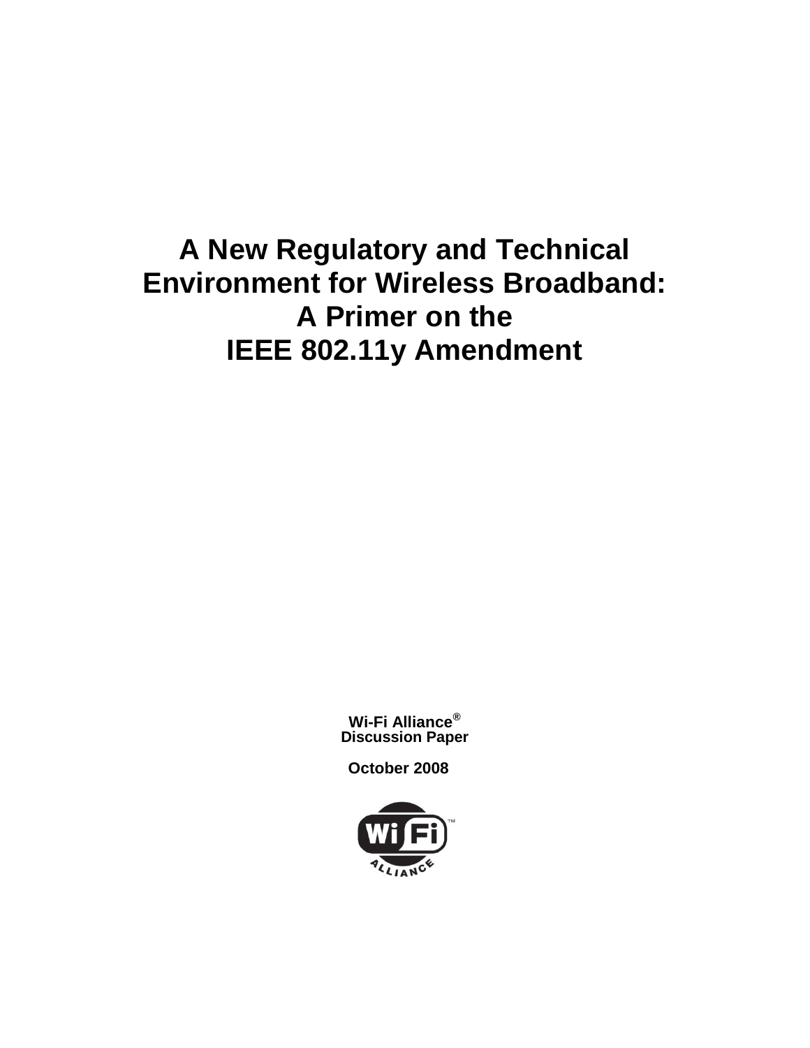# A New Regulatory and Technical Environment for Wireless Broadband: A Primer on the IEEE 802.11y Amendment

Wi-Fi Alliance®
Discussion Paper

October 2008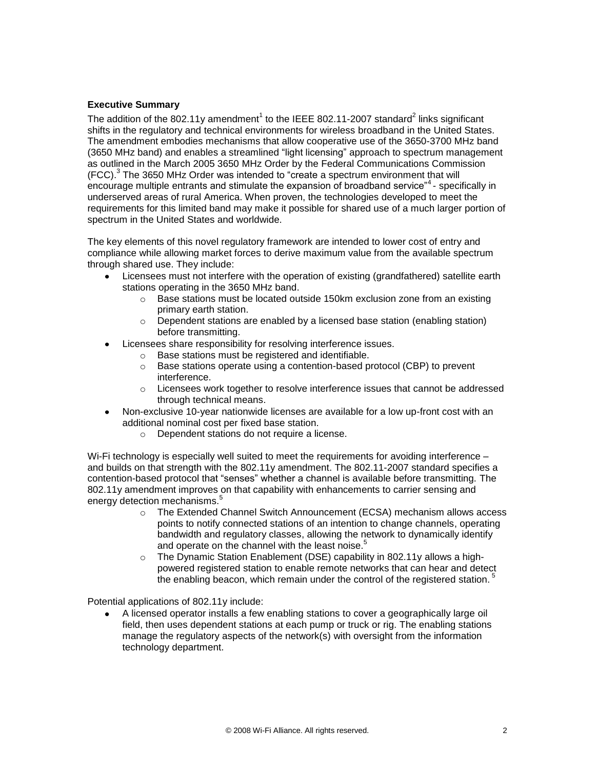## Executive Summary

The addition of the 802.11y amendment[1] to the IEEE 802.11-2007 standard[2] links significant shifts in the regulatory and technical environments for wireless broadband in the United States. The amendment embodies mechanisms that allow cooperative use of the 3650-3700 MHz band (3650 MHz band) and enables a streamlined "light licensing" approach to spectrum management as outlined in the March 2005 3650 MHz Order by the Federal Communications Commission (FCC).[3] The 3650 MHz Order was intended to "create a spectrum environment that will encourage multiple entrants and stimulate the expansion of broadband service"[4] - specifically in underserved areas of rural America. When proven, the technologies developed to meet the requirements for this limited band may make it possible for shared use of a much larger portion of spectrum in the United States and worldwide.

The key elements of this novel regulatory framework are intended to lower cost of entry and compliance while allowing market forces to derive maximum value from the available spectrum through shared use. They include:

- Licensees must not interfere with the operation of existing (grandfathered) satellite earth stations operating in the 3650 MHz band.
  - Base stations must be located outside 150km exclusion zone from an existing primary earth station.
  - Dependent stations are enabled by a licensed base station (enabling station) before transmitting.
- Licensees share responsibility for resolving interference issues.
  - Base stations must be registered and identifiable.
  - Base stations operate using a contention-based protocol (CBP) to prevent interference.
  - Licensees work together to resolve interference issues that cannot be addressed through technical means.
- Non-exclusive 10-year nationwide licenses are available for a low up-front cost with an additional nominal cost per fixed base station.
  - Dependent stations do not require a license.

Wi-Fi technology is especially well suited to meet the requirements for avoiding interference – and builds on that strength with the 802.11y amendment. The 802.11-2007 standard specifies a contention-based protocol that "senses" whether a channel is available before transmitting. The 802.11y amendment improves on that capability with enhancements to carrier sensing and energy detection mechanisms.[5]

- The Extended Channel Switch Announcement (ECSA) mechanism allows access points to notify connected stations of an intention to change channels, operating bandwidth and regulatory classes, allowing the network to dynamically identify and operate on the channel with the least noise.[5]
- The Dynamic Station Enablement (DSE) capability in 802.11y allows a high-powered registered station to enable remote networks that can hear and detect the enabling beacon, which remain under the control of the registered station.[5]

Potential applications of 802.11y include:

- A licensed operator installs a few enabling stations to cover a geographically large oil field, then uses dependent stations at each pump or truck or rig. The enabling stations manage the regulatory aspects of the network(s) with oversight from the information technology department.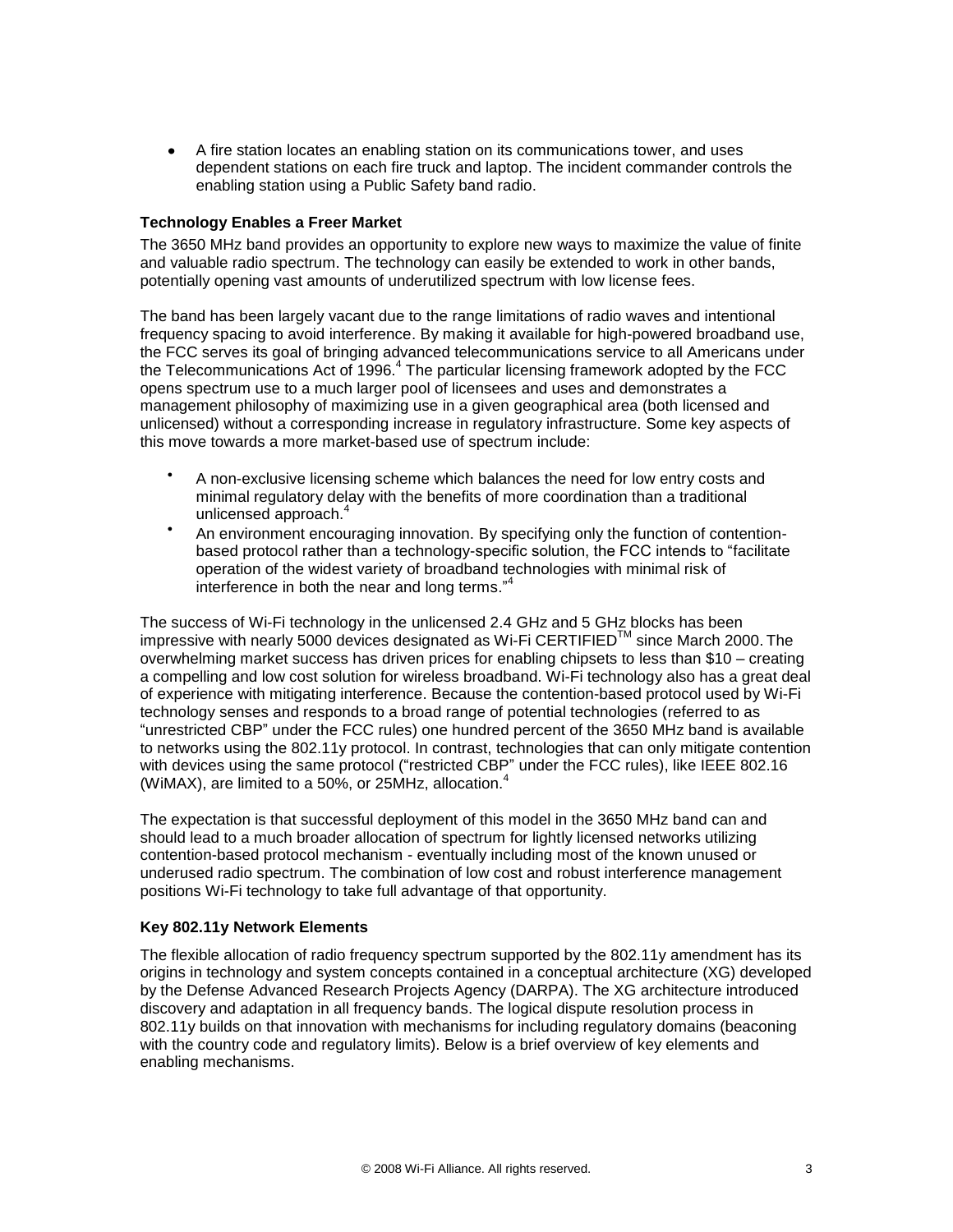- A fire station locates an enabling station on its communications tower, and uses dependent stations on each fire truck and laptop. The incident commander controls the enabling station using a Public Safety band radio.

**Technology Enables a Freer Market**

The 3650 MHz band provides an opportunity to explore new ways to maximize the value of finite and valuable radio spectrum. The technology can easily be extended to work in other bands, potentially opening vast amounts of underutilized spectrum with low license fees.

The band has been largely vacant due to the range limitations of radio waves and intentional frequency spacing to avoid interference. By making it available for high-powered broadband use, the FCC serves its goal of bringing advanced telecommunications service to all Americans under the Telecommunications Act of 1996.[4] The particular licensing framework adopted by the FCC opens spectrum use to a much larger pool of licensees and uses and demonstrates a management philosophy of maximizing use in a given geographical area (both licensed and unlicensed) without a corresponding increase in regulatory infrastructure. Some key aspects of this move towards a more market-based use of spectrum include:

- A non-exclusive licensing scheme which balances the need for low entry costs and minimal regulatory delay with the benefits of more coordination than a traditional unlicensed approach.[4]
- An environment encouraging innovation. By specifying only the function of contention-based protocol rather than a technology-specific solution, the FCC intends to "facilitate operation of the widest variety of broadband technologies with minimal risk of interference in both the near and long terms."[4]

The success of Wi-Fi technology in the unlicensed 2.4 GHz and 5 GHz blocks has been impressive with nearly 5000 devices designated as Wi-Fi CERTIFIED™ since March 2000. The overwhelming market success has driven prices for enabling chipsets to less than $10 – creating a compelling and low cost solution for wireless broadband. Wi-Fi technology also has a great deal of experience with mitigating interference. Because the contention-based protocol used by Wi-Fi technology senses and responds to a broad range of potential technologies (referred to as "unrestricted CBP" under the FCC rules) one hundred percent of the 3650 MHz band is available to networks using the 802.11y protocol. In contrast, technologies that can only mitigate contention with devices using the same protocol ("restricted CBP" under the FCC rules), like IEEE 802.16 (WiMAX), are limited to a 50%, or 25MHz, allocation.[4]

The expectation is that successful deployment of this model in the 3650 MHz band can and should lead to a much broader allocation of spectrum for lightly licensed networks utilizing contention-based protocol mechanism - eventually including most of the known unused or underused radio spectrum. The combination of low cost and robust interference management positions Wi-Fi technology to take full advantage of that opportunity.

**Key 802.11y Network Elements**

The flexible allocation of radio frequency spectrum supported by the 802.11y amendment has its origins in technology and system concepts contained in a conceptual architecture (XG) developed by the Defense Advanced Research Projects Agency (DARPA). The XG architecture introduced discovery and adaptation in all frequency bands. The logical dispute resolution process in 802.11y builds on that innovation with mechanisms for including regulatory domains (beaconing with the country code and regulatory limits). Below is a brief overview of key elements and enabling mechanisms.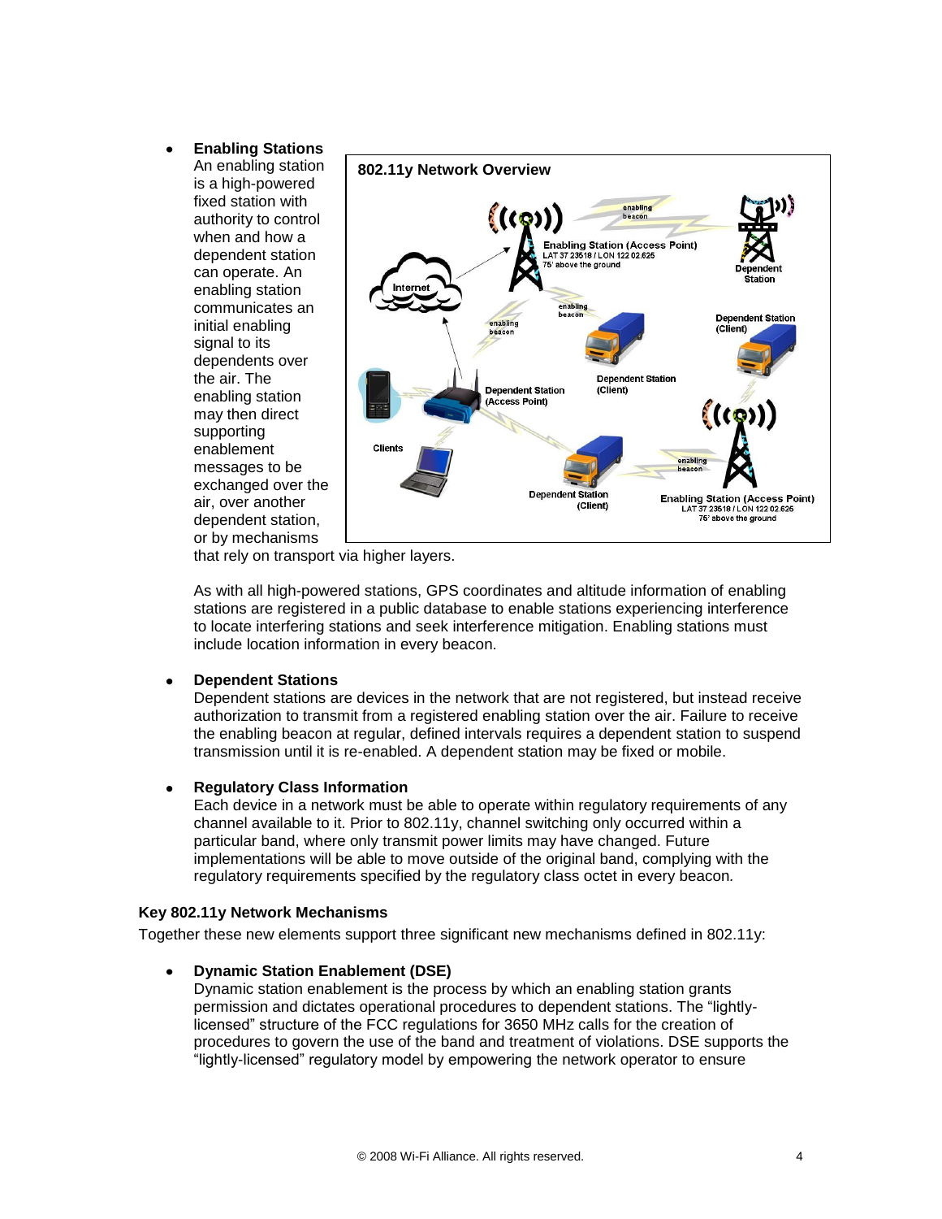- **Enabling Stations**
  An enabling station is a high-powered fixed station with authority to control when and how a dependent station can operate. An enabling station communicates an initial enabling signal to its dependents over the air. The enabling station may then direct supporting enablement messages to be exchanged over the air, over another dependent station, or by mechanisms that rely on transport via higher layers.

  As with all high-powered stations, GPS coordinates and altitude information of enabling stations are registered in a public database to enable stations experiencing interference to locate interfering stations and seek interference mitigation. Enabling stations must include location information in every beacon.

- **Dependent Stations**
  Dependent stations are devices in the network that are not registered, but instead receive authorization to transmit from a registered enabling station over the air. Failure to receive the enabling beacon at regular, defined intervals requires a dependent station to suspend transmission until it is re-enabled. A dependent station may be fixed or mobile.

- **Regulatory Class Information**
  Each device in a network must be able to operate within regulatory requirements of any channel available to it. Prior to 802.11y, channel switching only occurred within a particular band, where only transmit power limits may have changed. Future implementations will be able to move outside of the original band, complying with the regulatory requirements specified by the regulatory class octet in every beacon.

### Key 802.11y Network Mechanisms

Together these new elements support three significant new mechanisms defined in 802.11y:

- **Dynamic Station Enablement (DSE)**
  Dynamic station enablement is the process by which an enabling station grants permission and dictates operational procedures to dependent stations. The "lightly-licensed" structure of the FCC regulations for 3650 MHz calls for the creation of procedures to govern the use of the band and treatment of violations. DSE supports the "lightly-licensed" regulatory model by empowering the network operator to ensure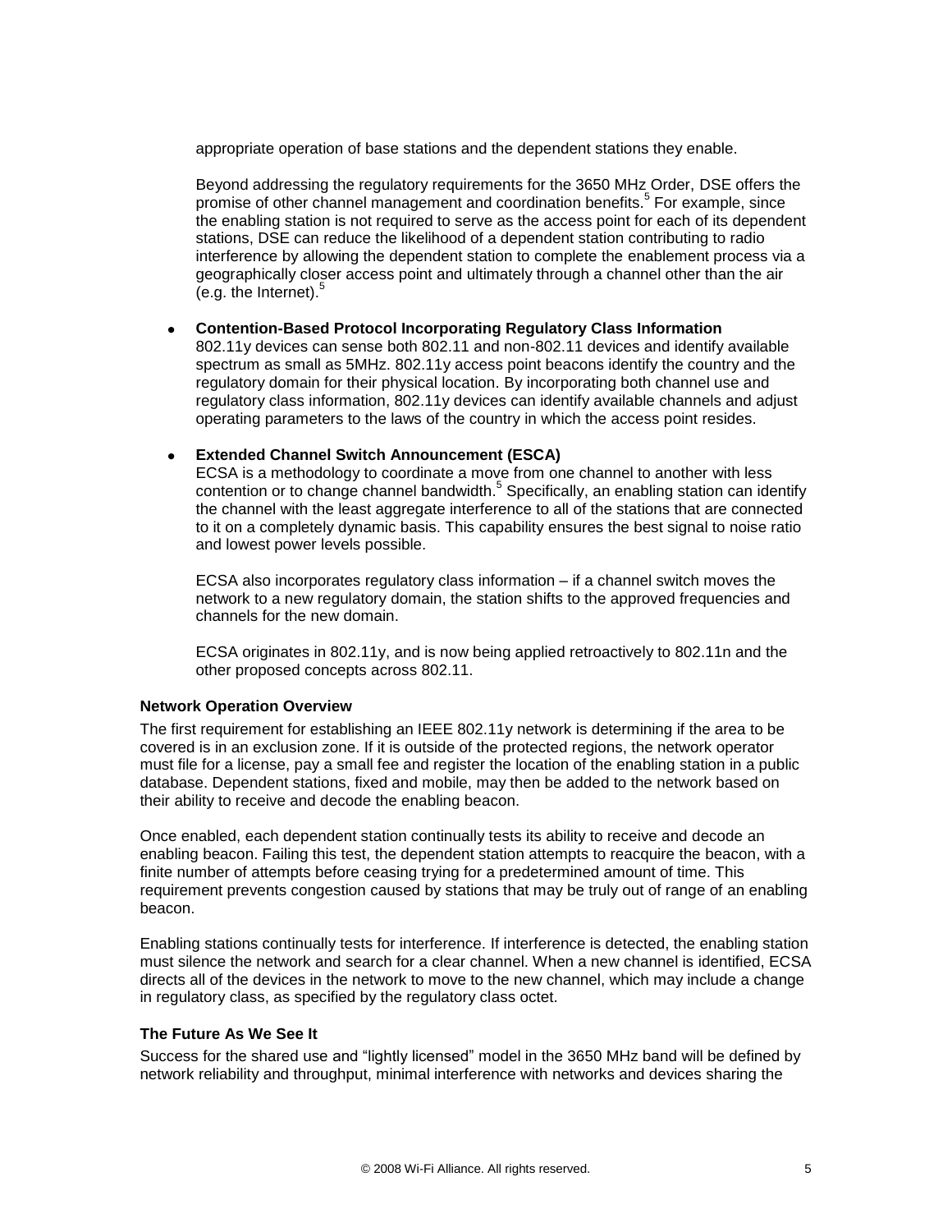appropriate operation of base stations and the dependent stations they enable.

Beyond addressing the regulatory requirements for the 3650 MHz Order, DSE offers the promise of other channel management and coordination benefits.[5] For example, since the enabling station is not required to serve as the access point for each of its dependent stations, DSE can reduce the likelihood of a dependent station contributing to radio interference by allowing the dependent station to complete the enablement process via a geographically closer access point and ultimately through a channel other than the air (e.g. the Internet).[5]

- **Contention-Based Protocol Incorporating Regulatory Class Information**
  802.11y devices can sense both 802.11 and non-802.11 devices and identify available spectrum as small as 5MHz. 802.11y access point beacons identify the country and the regulatory domain for their physical location. By incorporating both channel use and regulatory class information, 802.11y devices can identify available channels and adjust operating parameters to the laws of the country in which the access point resides.

- **Extended Channel Switch Announcement (ESCA)**
  ECSA is a methodology to coordinate a move from one channel to another with less contention or to change channel bandwidth.[5] Specifically, an enabling station can identify the channel with the least aggregate interference to all of the stations that are connected to it on a completely dynamic basis. This capability ensures the best signal to noise ratio and lowest power levels possible.

  ECSA also incorporates regulatory class information – if a channel switch moves the network to a new regulatory domain, the station shifts to the approved frequencies and channels for the new domain.

  ECSA originates in 802.11y, and is now being applied retroactively to 802.11n and the other proposed concepts across 802.11.

**Network Operation Overview**

The first requirement for establishing an IEEE 802.11y network is determining if the area to be covered is in an exclusion zone. If it is outside of the protected regions, the network operator must file for a license, pay a small fee and register the location of the enabling station in a public database. Dependent stations, fixed and mobile, may then be added to the network based on their ability to receive and decode the enabling beacon.

Once enabled, each dependent station continually tests its ability to receive and decode an enabling beacon. Failing this test, the dependent station attempts to reacquire the beacon, with a finite number of attempts before ceasing trying for a predetermined amount of time. This requirement prevents congestion caused by stations that may be truly out of range of an enabling beacon.

Enabling stations continually tests for interference. If interference is detected, the enabling station must silence the network and search for a clear channel. When a new channel is identified, ECSA directs all of the devices in the network to move to the new channel, which may include a change in regulatory class, as specified by the regulatory class octet.

**The Future As We See It**

Success for the shared use and "lightly licensed" model in the 3650 MHz band will be defined by network reliability and throughput, minimal interference with networks and devices sharing the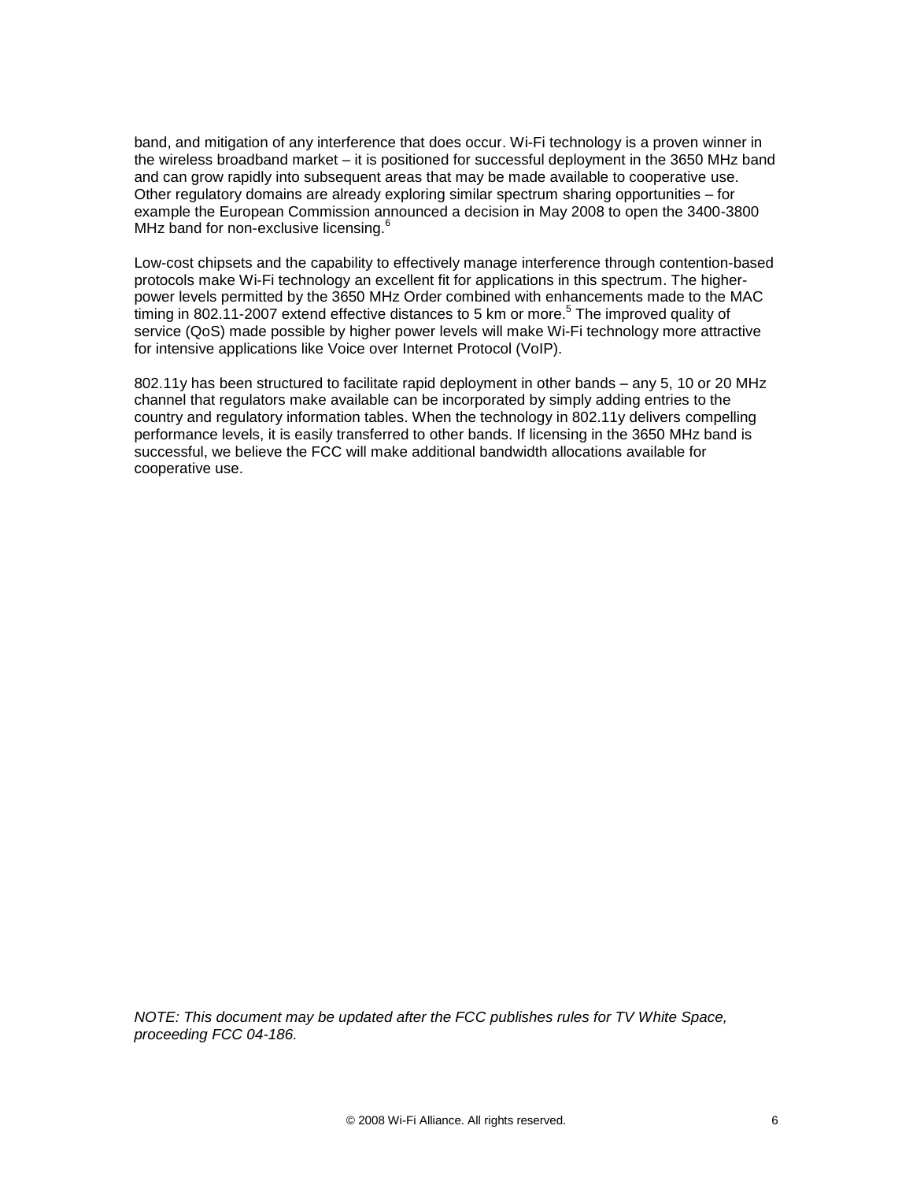band, and mitigation of any interference that does occur. Wi-Fi technology is a proven winner in the wireless broadband market – it is positioned for successful deployment in the 3650 MHz band and can grow rapidly into subsequent areas that may be made available to cooperative use. Other regulatory domains are already exploring similar spectrum sharing opportunities – for example the European Commission announced a decision in May 2008 to open the 3400-3800 MHz band for non-exclusive licensing.[6]

Low-cost chipsets and the capability to effectively manage interference through contention-based protocols make Wi-Fi technology an excellent fit for applications in this spectrum. The higher-power levels permitted by the 3650 MHz Order combined with enhancements made to the MAC timing in 802.11-2007 extend effective distances to 5 km or more.[5] The improved quality of service (QoS) made possible by higher power levels will make Wi-Fi technology more attractive for intensive applications like Voice over Internet Protocol (VoIP).

802.11y has been structured to facilitate rapid deployment in other bands – any 5, 10 or 20 MHz channel that regulators make available can be incorporated by simply adding entries to the country and regulatory information tables. When the technology in 802.11y delivers compelling performance levels, it is easily transferred to other bands. If licensing in the 3650 MHz band is successful, we believe the FCC will make additional bandwidth allocations available for cooperative use.

*NOTE: This document may be updated after the FCC publishes rules for TV White Space, proceeding FCC 04-186.*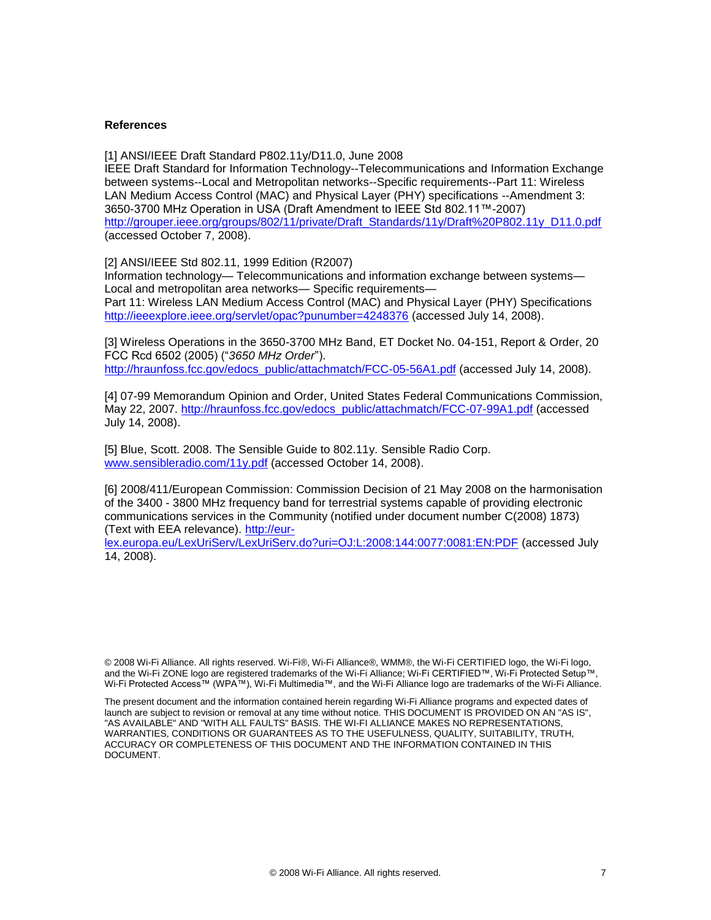**References**

[1] ANSI/IEEE Draft Standard P802.11y/D11.0, June 2008
IEEE Draft Standard for Information Technology--Telecommunications and Information Exchange between systems--Local and Metropolitan networks--Specific requirements--Part 11: Wireless LAN Medium Access Control (MAC) and Physical Layer (PHY) specifications --Amendment 3: 3650-3700 MHz Operation in USA (Draft Amendment to IEEE Std 802.11™-2007)
http://grouper.ieee.org/groups/802/11/private/Draft_Standards/11y/Draft%20P802.11y_D11.0.pdf (accessed October 7, 2008).

[2] ANSI/IEEE Std 802.11, 1999 Edition (R2007)
Information technology— Telecommunications and information exchange between systems—Local and metropolitan area networks— Specific requirements—
Part 11: Wireless LAN Medium Access Control (MAC) and Physical Layer (PHY) Specifications
http://ieeexplore.ieee.org/servlet/opac?punumber=4248376 (accessed July 14, 2008).

[3] Wireless Operations in the 3650-3700 MHz Band, ET Docket No. 04-151, Report & Order, 20 FCC Rcd 6502 (2005) ("*3650 MHz Order*").
http://hraunfoss.fcc.gov/edocs_public/attachmatch/FCC-05-56A1.pdf (accessed July 14, 2008).

[4] 07-99 Memorandum Opinion and Order, United States Federal Communications Commission, May 22, 2007. http://hraunfoss.fcc.gov/edocs_public/attachmatch/FCC-07-99A1.pdf (accessed July 14, 2008).

[5] Blue, Scott. 2008. The Sensible Guide to 802.11y. Sensible Radio Corp. www.sensibleradio.com/11y.pdf (accessed October 14, 2008).

[6] 2008/411/European Commission: Commission Decision of 21 May 2008 on the harmonisation of the 3400 - 3800 MHz frequency band for terrestrial systems capable of providing electronic communications services in the Community (notified under document number C(2008) 1873) (Text with EEA relevance). http://eur-lex.europa.eu/LexUriServ/LexUriServ.do?uri=OJ:L:2008:144:0077:0081:EN:PDF (accessed July 14, 2008).

© 2008 Wi-Fi Alliance. All rights reserved. Wi-Fi®, Wi-Fi Alliance®, WMM®, the Wi-Fi CERTIFIED logo, the Wi-Fi logo, and the Wi-Fi ZONE logo are registered trademarks of the Wi-Fi Alliance; Wi-Fi CERTIFIED™, Wi-Fi Protected Setup™, Wi-Fi Protected Access™ (WPA™), Wi-Fi Multimedia™, and the Wi-Fi Alliance logo are trademarks of the Wi-Fi Alliance.

The present document and the information contained herein regarding Wi-Fi Alliance programs and expected dates of launch are subject to revision or removal at any time without notice. THIS DOCUMENT IS PROVIDED ON AN "AS IS", "AS AVAILABLE" AND "WITH ALL FAULTS" BASIS. THE WI-FI ALLIANCE MAKES NO REPRESENTATIONS, WARRANTIES, CONDITIONS OR GUARANTEES AS TO THE USEFULNESS, QUALITY, SUITABILITY, TRUTH, ACCURACY OR COMPLETENESS OF THIS DOCUMENT AND THE INFORMATION CONTAINED IN THIS DOCUMENT.